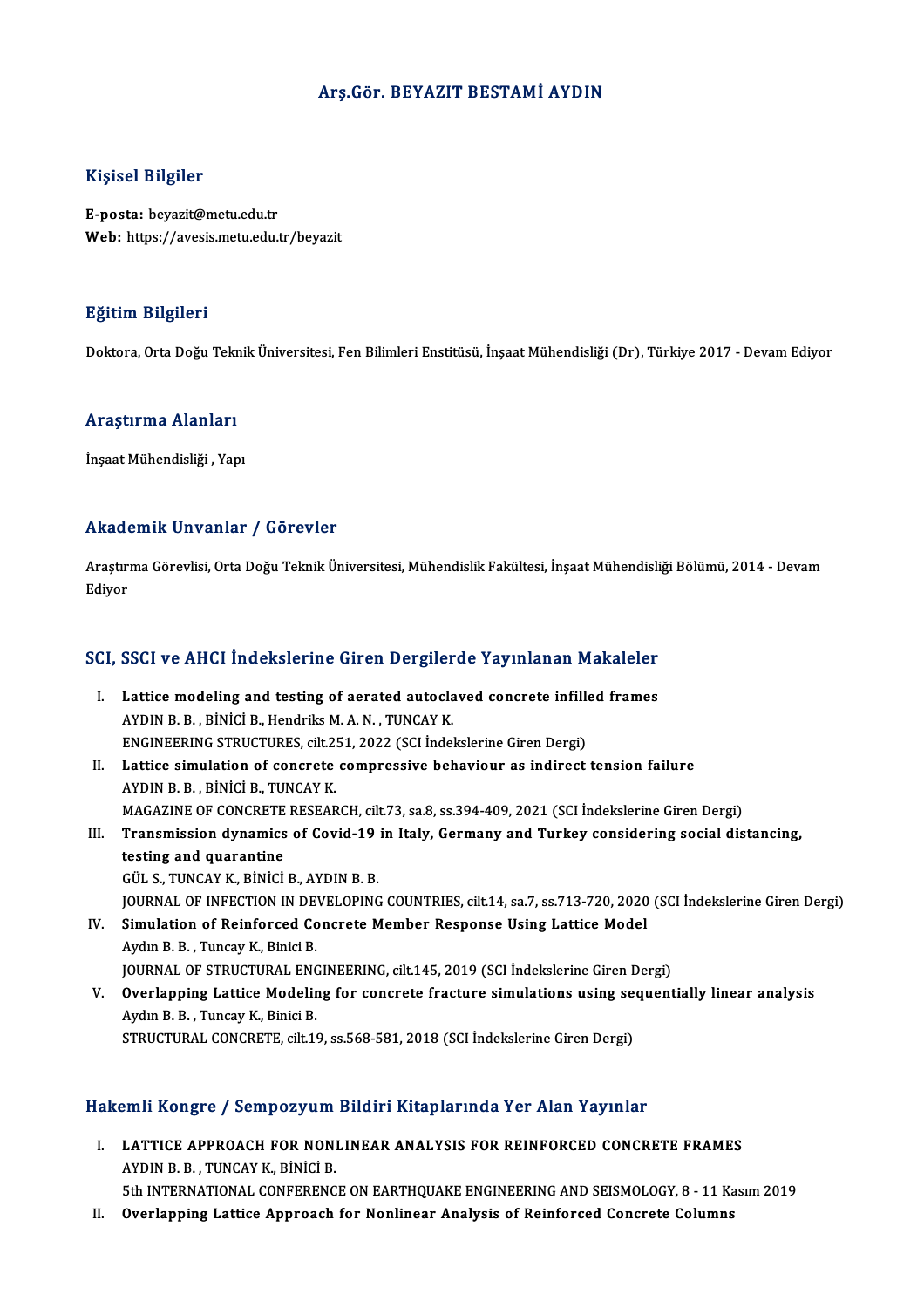# Arş.Gör. BEYAZIT BESTAMİ AYDIN

## Kişisel Bilgiler

**E-posta:** beyazit@metu.edu.tr
**Web:** https://avesis.metu.edu.tr/beyazit

## Eğitim Bilgileri

Doktora, Orta Doğu Teknik Üniversitesi, Fen Bilimleri Enstitüsü, İnşaat Mühendisliği (Dr), Türkiye 2017 - Devam Ediyor

## Araştırma Alanları

İnşaat Mühendisliği , Yapı

## Akademik Unvanlar / Görevler

Araştırma Görevlisi, Orta Doğu Teknik Üniversitesi, Mühendislik Fakültesi, İnşaat Mühendisliği Bölümü, 2014 - Devam Ediyor

## SCI, SSCI ve AHCI İndekslerine Giren Dergilerde Yayınlanan Makaleler

I. **Lattice modeling and testing of aerated autoclaved concrete infilled frames**
AYDIN B. B. , BİNİCİ B., Hendriks M. A. N. , TUNCAY K.
ENGINEERING STRUCTURES, cilt.251, 2022 (SCI İndekslerine Giren Dergi)

II. **Lattice simulation of concrete compressive behaviour as indirect tension failure**
AYDIN B. B. , BİNİCİ B., TUNCAY K.
MAGAZINE OF CONCRETE RESEARCH, cilt.73, sa.8, ss.394-409, 2021 (SCI İndekslerine Giren Dergi)

III. **Transmission dynamics of Covid-19 in Italy, Germany and Turkey considering social distancing, testing and quarantine**
GÜL S., TUNCAY K., BİNİCİ B., AYDIN B. B.
JOURNAL OF INFECTION IN DEVELOPING COUNTRIES, cilt.14, sa.7, ss.713-720, 2020 (SCI İndekslerine Giren Dergi)

IV. **Simulation of Reinforced Concrete Member Response Using Lattice Model**
Aydın B. B. , Tuncay K., Binici B.
JOURNAL OF STRUCTURAL ENGINEERING, cilt.145, 2019 (SCI İndekslerine Giren Dergi)

V. **Overlapping Lattice Modeling for concrete fracture simulations using sequentially linear analysis**
Aydın B. B. , Tuncay K., Binici B.
STRUCTURAL CONCRETE, cilt.19, ss.568-581, 2018 (SCI İndekslerine Giren Dergi)

## Hakemli Kongre / Sempozyum Bildiri Kitaplarında Yer Alan Yayınlar

I. **LATTICE APPROACH FOR NONLINEAR ANALYSIS FOR REINFORCED CONCRETE FRAMES**
AYDIN B. B. , TUNCAY K., BİNİCİ B.
5th INTERNATIONAL CONFERENCE ON EARTHQUAKE ENGINEERING AND SEISMOLOGY, 8 - 11 Kasım 2019

II. **Overlapping Lattice Approach for Nonlinear Analysis of Reinforced Concrete Columns**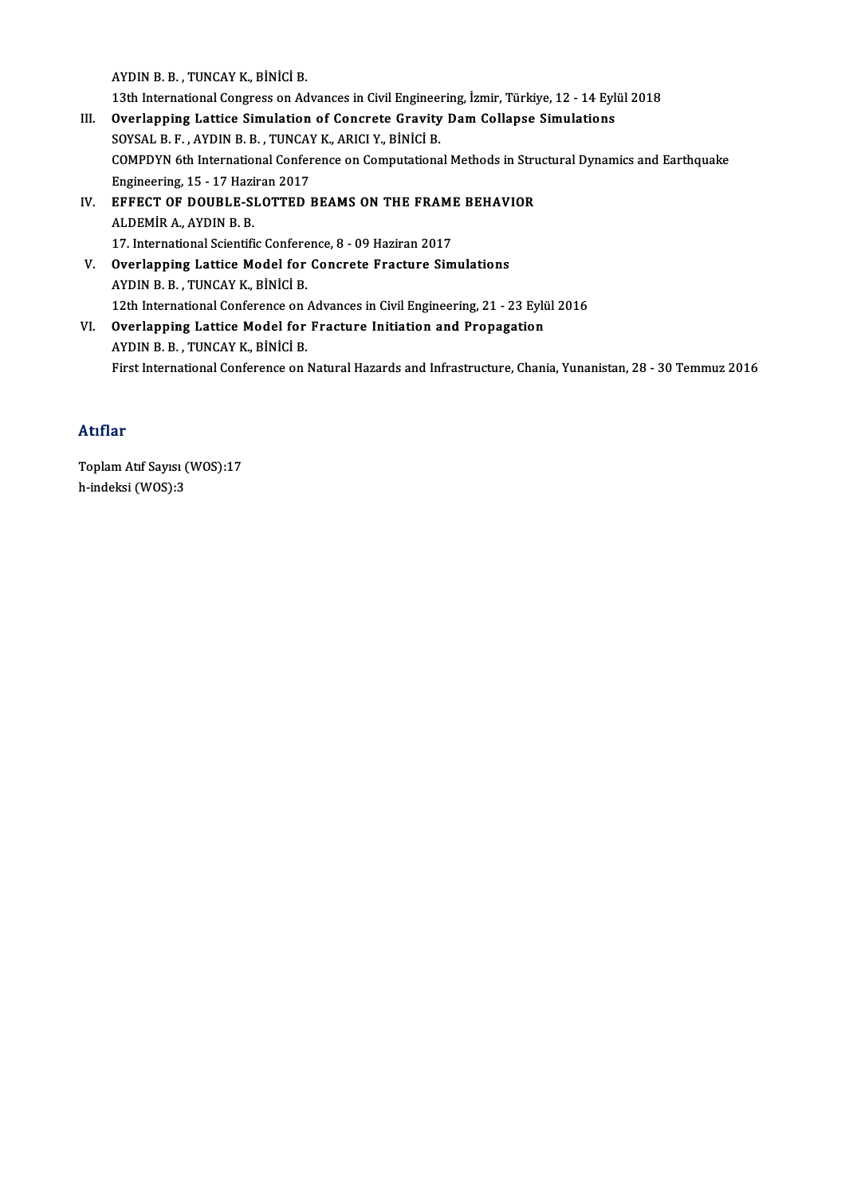AYDIN B. B. , TUNCAY K., BİNİCİ B.
13th International Congress on Advances in Civil Engineering, İzmir, Türkiye, 12 - 14 Eylül 2018

III. **Overlapping Lattice Simulation of Concrete Gravity Dam Collapse Simulations**
SOYSAL B. F. , AYDIN B. B. , TUNCAY K., ARICI Y., BİNİCİ B.
COMPDYN 6th International Conference on Computational Methods in Structural Dynamics and Earthquake Engineering, 15 - 17 Haziran 2017

IV. **EFFECT OF DOUBLE-SLOTTED BEAMS ON THE FRAME BEHAVIOR**
ALDEMİR A., AYDIN B. B.
17. International Scientific Conference, 8 - 09 Haziran 2017

V. **Overlapping Lattice Model for Concrete Fracture Simulations**
AYDIN B. B. , TUNCAY K., BİNİCİ B.
12th International Conference on Advances in Civil Engineering, 21 - 23 Eylül 2016

VI. **Overlapping Lattice Model for Fracture Initiation and Propagation**
AYDIN B. B. , TUNCAY K., BİNİCİ B.
First International Conference on Natural Hazards and Infrastructure, Chania, Yunanistan, 28 - 30 Temmuz 2016

## Atıflar

Toplam Atıf Sayısı (WOS):17
h-indeksi (WOS):3